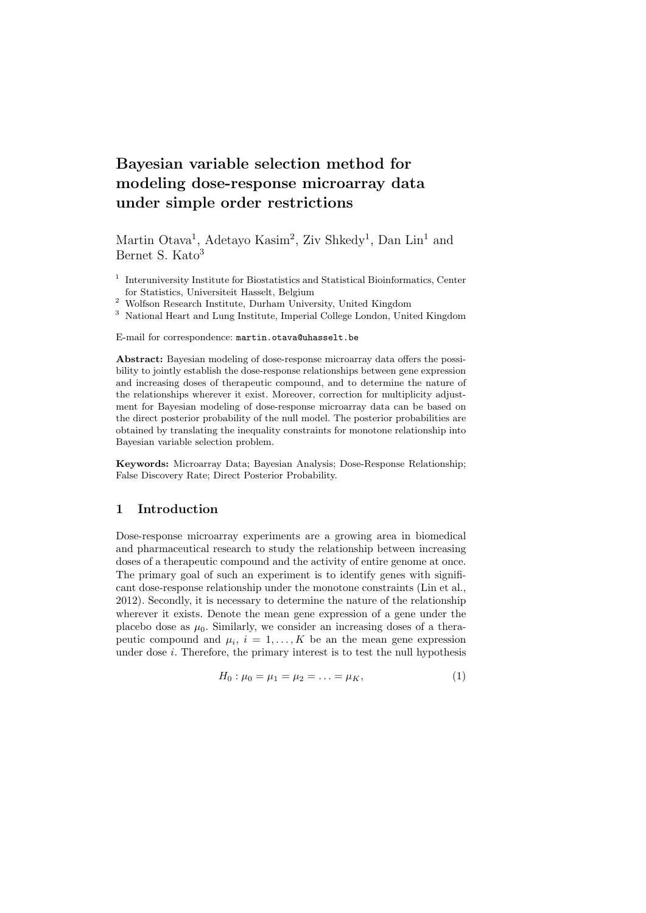# Bayesian variable selection method for modeling dose-response microarray data under simple order restrictions

Martin Otava[1], Adetayo Kasim[2], Ziv Shkedy[1], Dan Lin[1] and Bernet S. Kato[3]

[1] Interuniversity Institute for Biostatistics and Statistical Bioinformatics, Center for Statistics, Universiteit Hasselt, Belgium
[2] Wolfson Research Institute, Durham University, United Kingdom
[3] National Heart and Lung Institute, Imperial College London, United Kingdom

E-mail for correspondence: `martin.otava@uhasselt.be`

**Abstract:** Bayesian modeling of dose-response microarray data offers the possibility to jointly establish the dose-response relationships between gene expression and increasing doses of therapeutic compound, and to determine the nature of the relationships wherever it exist. Moreover, correction for multiplicity adjustment for Bayesian modeling of dose-response microarray data can be based on the direct posterior probability of the null model. The posterior probabilities are obtained by translating the inequality constraints for monotone relationship into Bayesian variable selection problem.

**Keywords:** Microarray Data; Bayesian Analysis; Dose-Response Relationship; False Discovery Rate; Direct Posterior Probability.

## 1 Introduction

Dose-response microarray experiments are a growing area in biomedical and pharmaceutical research to study the relationship between increasing doses of a therapeutic compound and the activity of entire genome at once. The primary goal of such an experiment is to identify genes with significant dose-response relationship under the monotone constraints (Lin et al., 2012). Secondly, it is necessary to determine the nature of the relationship wherever it exists. Denote the mean gene expression of a gene under the placebo dose as $\mu_0$. Similarly, we consider an increasing doses of a therapeutic compound and $\mu_i$, $i = 1, \ldots, K$ be an the mean gene expression under dose $i$. Therefore, the primary interest is to test the null hypothesis

$$H_0 : \mu_0 = \mu_1 = \mu_2 = \ldots = \mu_K, \tag{1}$$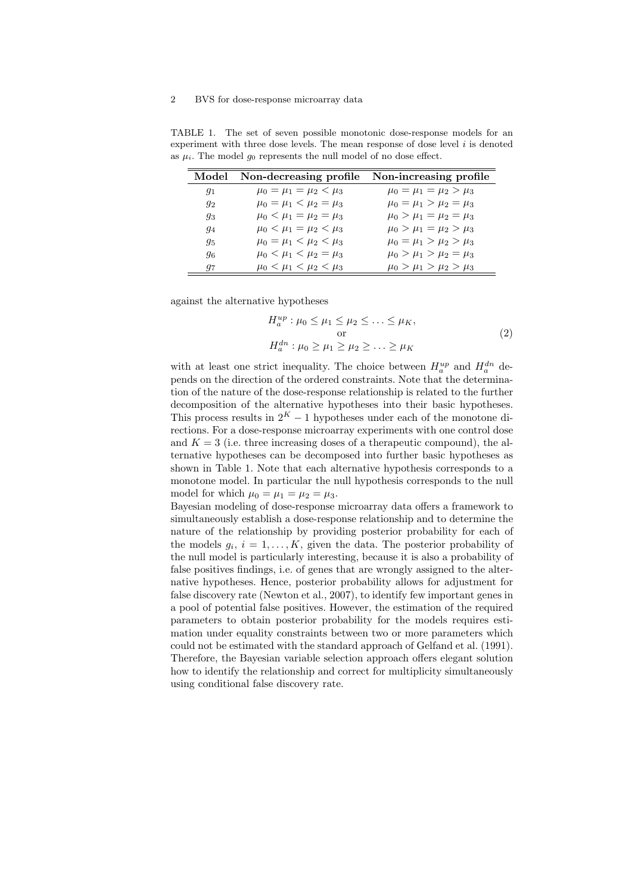TABLE 1. The set of seven possible monotonic dose-response models for an experiment with three dose levels. The mean response of dose level $i$ is denoted as $\mu_i$. The model $g_0$ represents the null model of no dose effect.

| Model | Non-decreasing profile | Non-increasing profile |
|---|---|---|
| $g_1$ | $\mu_0 = \mu_1 = \mu_2 < \mu_3$ | $\mu_0 = \mu_1 = \mu_2 > \mu_3$ |
| $g_2$ | $\mu_0 = \mu_1 < \mu_2 = \mu_3$ | $\mu_0 = \mu_1 > \mu_2 = \mu_3$ |
| $g_3$ | $\mu_0 < \mu_1 = \mu_2 = \mu_3$ | $\mu_0 > \mu_1 = \mu_2 = \mu_3$ |
| $g_4$ | $\mu_0 < \mu_1 = \mu_2 < \mu_3$ | $\mu_0 > \mu_1 = \mu_2 > \mu_3$ |
| $g_5$ | $\mu_0 = \mu_1 < \mu_2 < \mu_3$ | $\mu_0 = \mu_1 > \mu_2 > \mu_3$ |
| $g_6$ | $\mu_0 < \mu_1 < \mu_2 = \mu_3$ | $\mu_0 > \mu_1 > \mu_2 = \mu_3$ |
| $g_7$ | $\mu_0 < \mu_1 < \mu_2 < \mu_3$ | $\mu_0 > \mu_1 > \mu_2 > \mu_3$ |

against the alternative hypotheses

$$
\begin{array}{c}
H_a^{up} : \mu_0 \leq \mu_1 \leq \mu_2 \leq \ldots \leq \mu_K, \\
\text{or} \\
H_a^{dn} : \mu_0 \geq \mu_1 \geq \mu_2 \geq \ldots \geq \mu_K
\end{array}
\tag{2}
$$

with at least one strict inequality. The choice between $H_a^{up}$ and $H_a^{dn}$ depends on the direction of the ordered constraints. Note that the determination of the nature of the dose-response relationship is related to the further decomposition of the alternative hypotheses into their basic hypotheses. This process results in $2^K - 1$ hypotheses under each of the monotone directions. For a dose-response microarray experiments with one control dose and $K = 3$ (i.e. three increasing doses of a therapeutic compound), the alternative hypotheses can be decomposed into further basic hypotheses as shown in Table 1. Note that each alternative hypothesis corresponds to a monotone model. In particular the null hypothesis corresponds to the null model for which $\mu_0 = \mu_1 = \mu_2 = \mu_3$.

Bayesian modeling of dose-response microarray data offers a framework to simultaneously establish a dose-response relationship and to determine the nature of the relationship by providing posterior probability for each of the models $g_i$, $i = 1, \ldots, K$, given the data. The posterior probability of the null model is particularly interesting, because it is also a probability of false positives findings, i.e. of genes that are wrongly assigned to the alternative hypotheses. Hence, posterior probability allows for adjustment for false discovery rate (Newton et al., 2007), to identify few important genes in a pool of potential false positives. However, the estimation of the required parameters to obtain posterior probability for the models requires estimation under equality constraints between two or more parameters which could not be estimated with the standard approach of Gelfand et al. (1991). Therefore, the Bayesian variable selection approach offers elegant solution how to identify the relationship and correct for multiplicity simultaneously using conditional false discovery rate.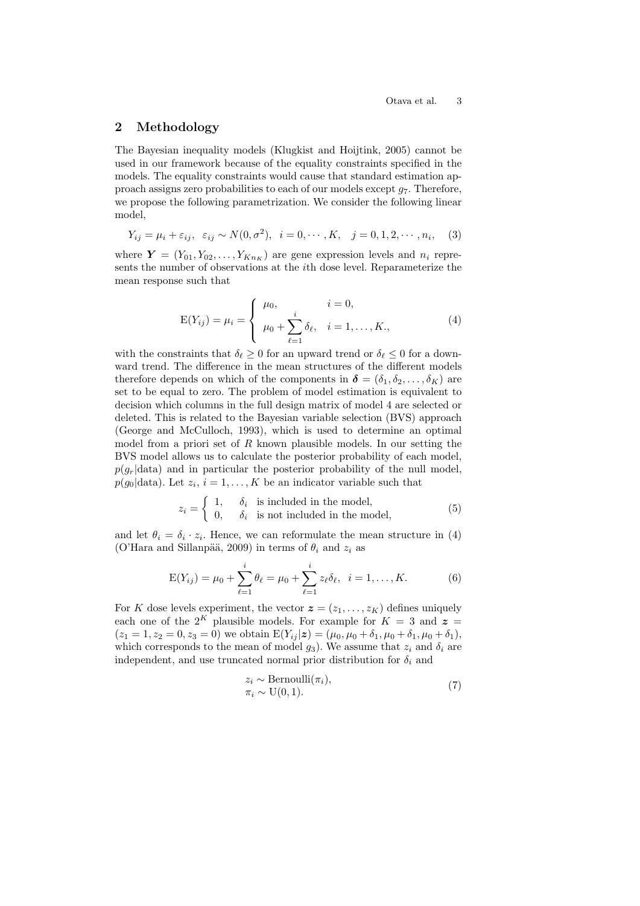## 2 Methodology

The Bayesian inequality models (Klugkist and Hoijtink, 2005) cannot be used in our framework because of the equality constraints specified in the models. The equality constraints would cause that standard estimation approach assigns zero probabilities to each of our models except $g_7$. Therefore, we propose the following parametrization. We consider the following linear model,

$$Y_{ij} = \mu_i + \varepsilon_{ij}, \ \ \varepsilon_{ij} \sim N(0, \sigma^2), \ \ i = 0, \cdots, K, \quad j = 0, 1, 2, \cdots, n_i, \quad (3)$$

where $\boldsymbol{Y} = (Y_{01}, Y_{02}, \ldots, Y_{Kn_K})$ are gene expression levels and $n_i$ represents the number of observations at the $i$th dose level. Reparameterize the mean response such that

$$\mathrm{E}(Y_{ij}) = \mu_i = \begin{cases} \mu_0, & i = 0, \\ \mu_0 + \displaystyle\sum_{\ell=1}^{i} \delta_\ell, & i = 1, \ldots, K., \end{cases} \quad (4)$$

with the constraints that $\delta_\ell \geq 0$ for an upward trend or $\delta_\ell \leq 0$ for a downward trend. The difference in the mean structures of the different models therefore depends on which of the components in $\boldsymbol{\delta} = (\delta_1, \delta_2, \ldots, \delta_K)$ are set to be equal to zero. The problem of model estimation is equivalent to decision which columns in the full design matrix of model 4 are selected or deleted. This is related to the Bayesian variable selection (BVS) approach (George and McCulloch, 1993), which is used to determine an optimal model from a priori set of $R$ known plausible models. In our setting the BVS model allows us to calculate the posterior probability of each model, $p(g_r|\text{data})$ and in particular the posterior probability of the null model, $p(g_0|\text{data})$. Let $z_i$, $i = 1, \ldots, K$ be an indicator variable such that

$$z_i = \begin{cases} 1, & \delta_i \ \text{ is included in the model,} \\ 0, & \delta_i \ \text{ is not included in the model,} \end{cases} \quad (5)$$

and let $\theta_i = \delta_i \cdot z_i$. Hence, we can reformulate the mean structure in (4) (O'Hara and Sillanpää, 2009) in terms of $\theta_i$ and $z_i$ as

$$\mathrm{E}(Y_{ij}) = \mu_0 + \sum_{\ell=1}^{i} \theta_\ell = \mu_0 + \sum_{\ell=1}^{i} z_\ell \delta_\ell, \ \ i = 1, \ldots, K. \quad (6)$$

For $K$ dose levels experiment, the vector $\boldsymbol{z} = (z_1, \ldots, z_K)$ defines uniquely each one of the $2^K$ plausible models. For example for $K = 3$ and $\boldsymbol{z} = (z_1 = 1, z_2 = 0, z_3 = 0)$ we obtain $\mathrm{E}(Y_{ij}|\boldsymbol{z}) = (\mu_0, \mu_0 + \delta_1, \mu_0 + \delta_1, \mu_0 + \delta_1)$, which corresponds to the mean of model $g_3$). We assume that $z_i$ and $\delta_i$ are independent, and use truncated normal prior distribution for $\delta_i$ and

$$\begin{array}{l} z_i \sim \text{Bernoulli}(\pi_i), \\ \pi_i \sim \text{U}(0, 1). \end{array} \quad (7)$$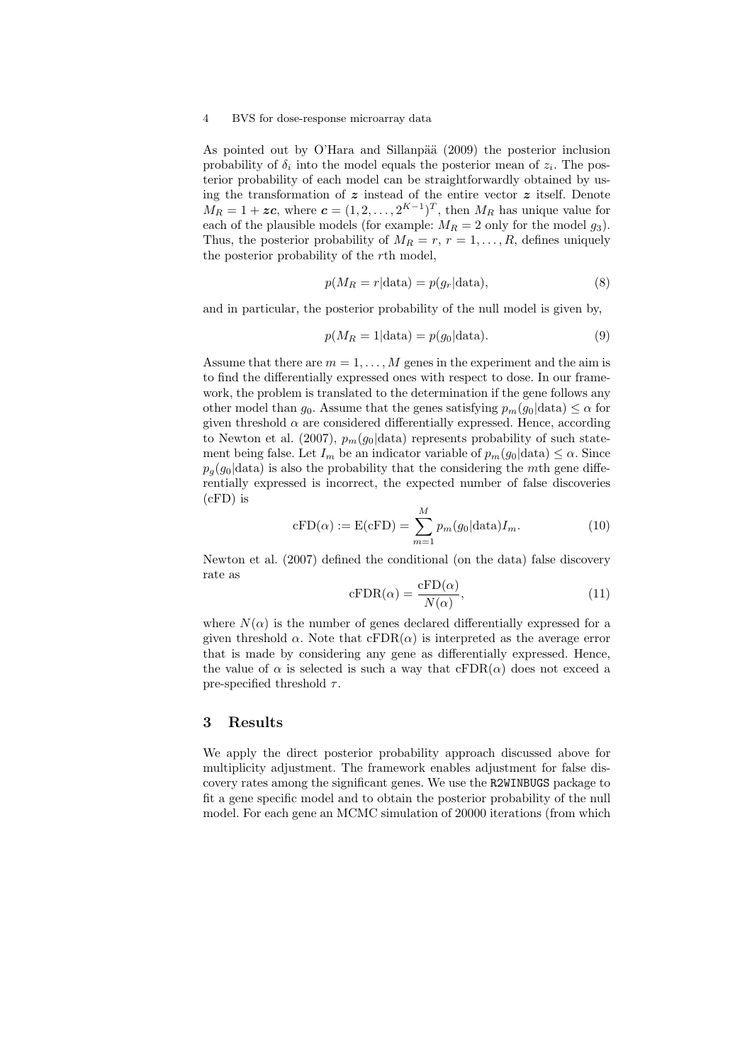As pointed out by O'Hara and Sillanpää (2009) the posterior inclusion probability of $\delta_i$ into the model equals the posterior mean of $z_i$. The posterior probability of each model can be straightforwardly obtained by using the transformation of $\boldsymbol{z}$ instead of the entire vector $\boldsymbol{z}$ itself. Denote $M_R = 1 + \boldsymbol{zc}$, where $\boldsymbol{c} = (1, 2, \ldots, 2^{K-1})^T$, then $M_R$ has unique value for each of the plausible models (for example: $M_R = 2$ only for the model $g_3$). Thus, the posterior probability of $M_R = r$, $r = 1, \ldots, R$, defines uniquely the posterior probability of the $r$th model,

$$p(M_R = r|\text{data}) = p(g_r|\text{data}), \tag{8}$$

and in particular, the posterior probability of the null model is given by,

$$p(M_R = 1|\text{data}) = p(g_0|\text{data}). \tag{9}$$

Assume that there are $m = 1, \ldots, M$ genes in the experiment and the aim is to find the differentially expressed ones with respect to dose. In our framework, the problem is translated to the determination if the gene follows any other model than $g_0$. Assume that the genes satisfying $p_m(g_0|\text{data}) \leq \alpha$ for given threshold $\alpha$ are considered differentially expressed. Hence, according to Newton et al. (2007), $p_m(g_0|\text{data})$ represents probability of such statement being false. Let $I_m$ be an indicator variable of $p_m(g_0|\text{data}) \leq \alpha$. Since $p_g(g_0|\text{data})$ is also the probability that the considering the $m$th gene differentially expressed is incorrect, the expected number of false discoveries (cFD) is

$$\text{cFD}(\alpha) := \text{E}(\text{cFD}) = \sum_{m=1}^{M} p_m(g_0|\text{data}) I_m. \tag{10}$$

Newton et al. (2007) defined the conditional (on the data) false discovery rate as

$$\text{cFDR}(\alpha) = \frac{\text{cFD}(\alpha)}{N(\alpha)}, \tag{11}$$

where $N(\alpha)$ is the number of genes declared differentially expressed for a given threshold $\alpha$. Note that $\text{cFDR}(\alpha)$ is interpreted as the average error that is made by considering any gene as differentially expressed. Hence, the value of $\alpha$ is selected is such a way that $\text{cFDR}(\alpha)$ does not exceed a pre-specified threshold $\tau$.

## 3 Results

We apply the direct posterior probability approach discussed above for multiplicity adjustment. The framework enables adjustment for false discovery rates among the significant genes. We use the `R2WINBUGS` package to fit a gene specific model and to obtain the posterior probability of the null model. For each gene an MCMC simulation of 20000 iterations (from which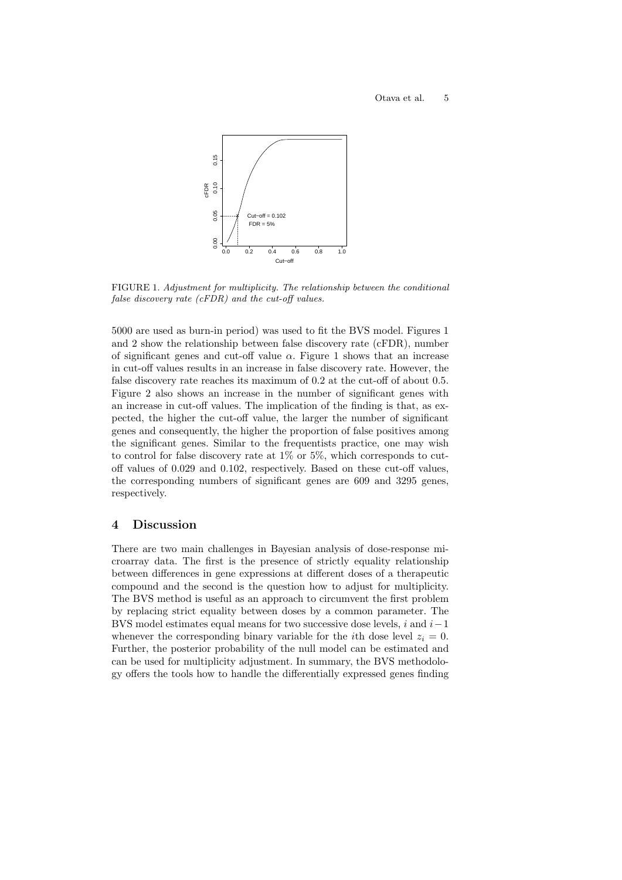FIGURE 1. *Adjustment for multiplicity. The relationship between the conditional false discovery rate (cFDR) and the cut-off values.*

5000 are used as burn-in period) was used to fit the BVS model. Figures 1 and 2 show the relationship between false discovery rate (cFDR), number of significant genes and cut-off value $\alpha$. Figure 1 shows that an increase in cut-off values results in an increase in false discovery rate. However, the false discovery rate reaches its maximum of 0.2 at the cut-off of about 0.5. Figure 2 also shows an increase in the number of significant genes with an increase in cut-off values. The implication of the finding is that, as expected, the higher the cut-off value, the larger the number of significant genes and consequently, the higher the proportion of false positives among the significant genes. Similar to the frequentists practice, one may wish to control for false discovery rate at 1% or 5%, which corresponds to cut-off values of 0.029 and 0.102, respectively. Based on these cut-off values, the corresponding numbers of significant genes are 609 and 3295 genes, respectively.

## 4 Discussion

There are two main challenges in Bayesian analysis of dose-response microarray data. The first is the presence of strictly equality relationship between differences in gene expressions at different doses of a therapeutic compound and the second is the question how to adjust for multiplicity. The BVS method is useful as an approach to circumvent the first problem by replacing strict equality between doses by a common parameter. The BVS model estimates equal means for two successive dose levels, $i$ and $i-1$ whenever the corresponding binary variable for the $i$th dose level $z_i = 0$. Further, the posterior probability of the null model can be estimated and can be used for multiplicity adjustment. In summary, the BVS methodology offers the tools how to handle the differentially expressed genes finding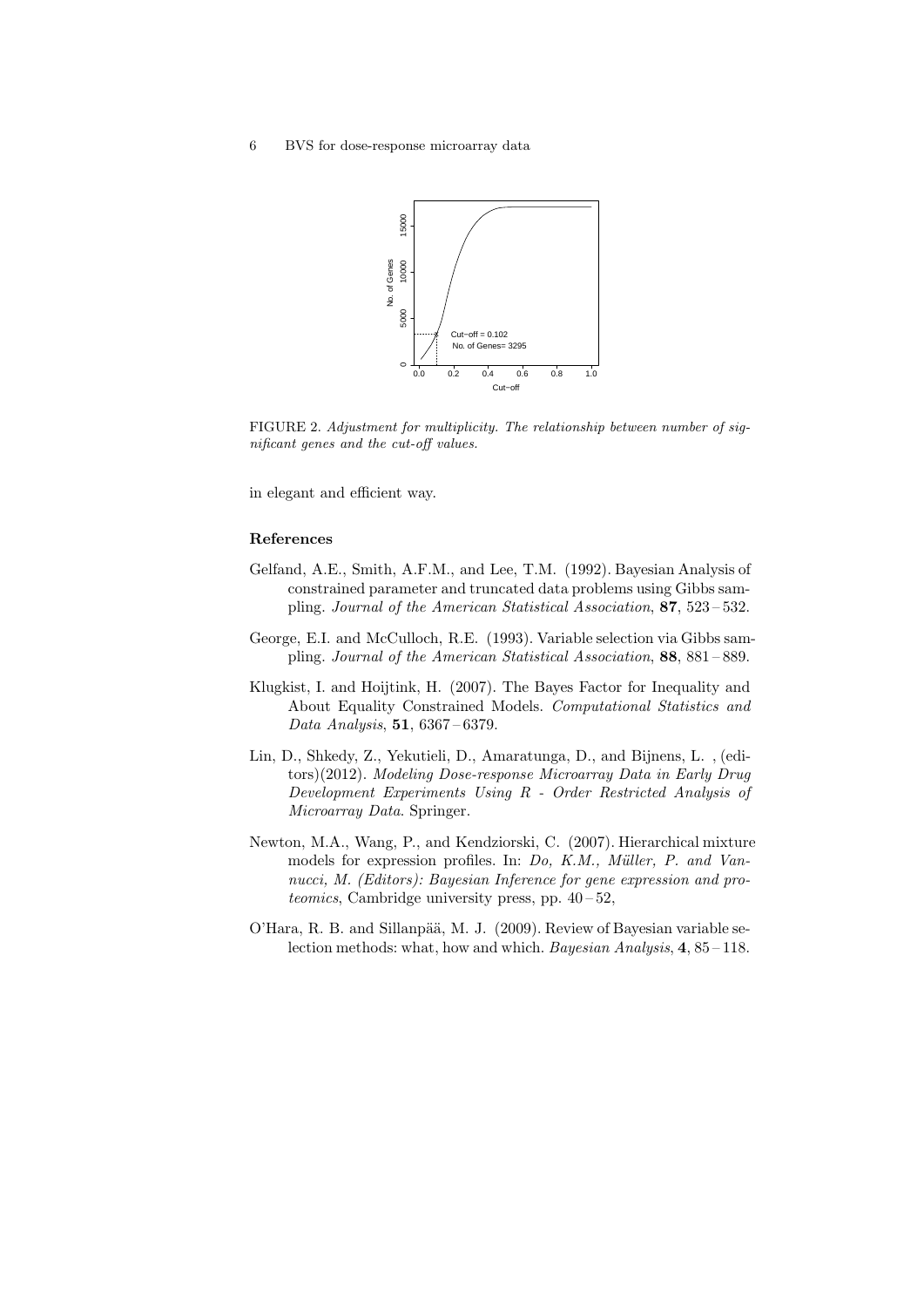15000
10000
No. of Genes
5000
0
Cut−off = 0.102
No. of Genes= 3295
0.0 0.2 0.4 0.6 0.8 1.0
Cut−off

FIGURE 2. *Adjustment for multiplicity. The relationship between number of significant genes and the cut-off values.*

in elegant and efficient way.

## References

Gelfand, A.E., Smith, A.F.M., and Lee, T.M. (1992). Bayesian Analysis of constrained parameter and truncated data problems using Gibbs sampling. *Journal of the American Statistical Association*, **87**, 523 – 532.

George, E.I. and McCulloch, R.E. (1993). Variable selection via Gibbs sampling. *Journal of the American Statistical Association*, **88**, 881 – 889.

Klugkist, I. and Hoijtink, H. (2007). The Bayes Factor for Inequality and About Equality Constrained Models. *Computational Statistics and Data Analysis*, **51**, 6367 – 6379.

Lin, D., Shkedy, Z., Yekutieli, D., Amaratunga, D., and Bijnens, L. , (editors)(2012). *Modeling Dose-response Microarray Data in Early Drug Development Experiments Using R - Order Restricted Analysis of Microarray Data*. Springer.

Newton, M.A., Wang, P., and Kendziorski, C. (2007). Hierarchical mixture models for expression profiles. In: *Do, K.M., Müller, P. and Vannucci, M. (Editors): Bayesian Inference for gene expression and proteomics*, Cambridge university press, pp. 40 – 52,

O'Hara, R. B. and Sillanpää, M. J. (2009). Review of Bayesian variable selection methods: what, how and which. *Bayesian Analysis*, **4**, 85 – 118.